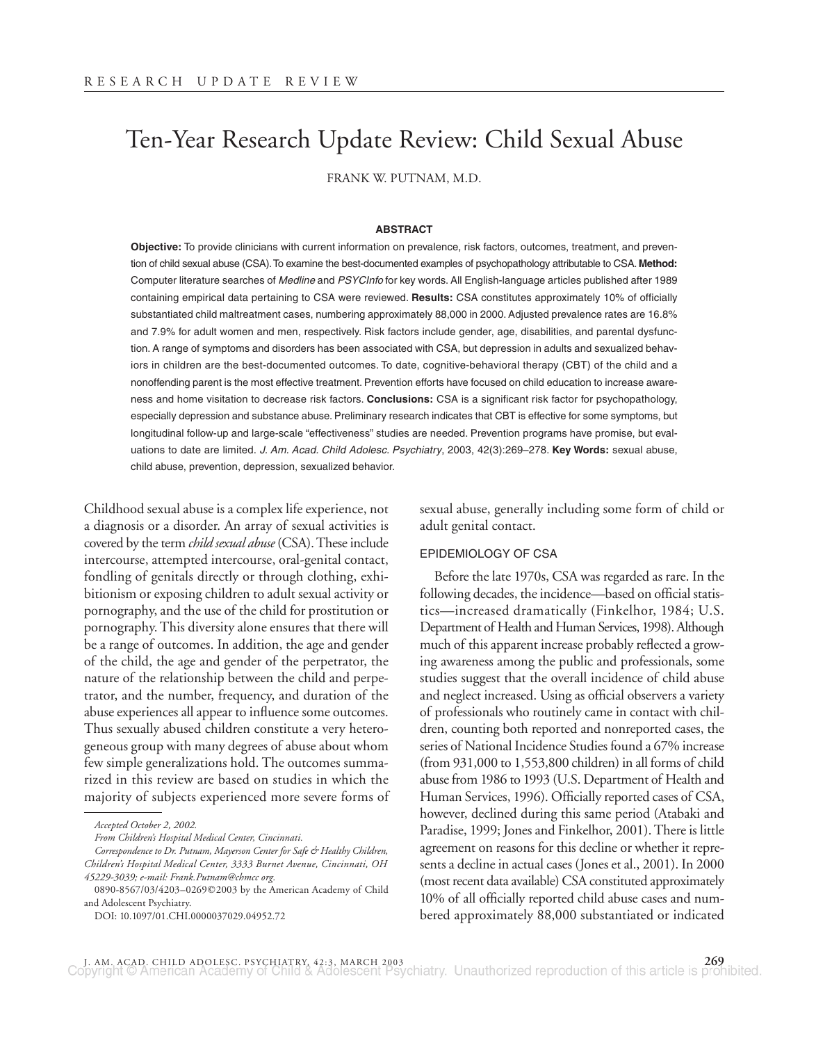RESEARCH UPDATE REVIEW

# Ten-Year Research Update Review: Child Sexual Abuse

FRANK W. PUTNAM, M.D.

### ABSTRACT

**Objective:** To provide clinicians with current information on prevalence, risk factors, outcomes, treatment, and prevention of child sexual abuse (CSA). To examine the best-documented examples of psychopathology attributable to CSA. **Method:** Computer literature searches of *Medline* and *PSYCInfo* for key words. All English-language articles published after 1989 containing empirical data pertaining to CSA were reviewed. **Results:** CSA constitutes approximately 10% of officially substantiated child maltreatment cases, numbering approximately 88,000 in 2000. Adjusted prevalence rates are 16.8% and 7.9% for adult women and men, respectively. Risk factors include gender, age, disabilities, and parental dysfunction. A range of symptoms and disorders has been associated with CSA, but depression in adults and sexualized behaviors in children are the best-documented outcomes. To date, cognitive-behavioral therapy (CBT) of the child and a nonoffending parent is the most effective treatment. Prevention efforts have focused on child education to increase awareness and home visitation to decrease risk factors. **Conclusions:** CSA is a significant risk factor for psychopathology, especially depression and substance abuse. Preliminary research indicates that CBT is effective for some symptoms, but longitudinal follow-up and large-scale "effectiveness" studies are needed. Prevention programs have promise, but evaluations to date are limited. *J. Am. Acad. Child Adolesc. Psychiatry*, 2003, 42(3):269–278. **Key Words:** sexual abuse, child abuse, prevention, depression, sexualized behavior.

Childhood sexual abuse is a complex life experience, not a diagnosis or a disorder. An array of sexual activities is covered by the term *child sexual abuse* (CSA). These include intercourse, attempted intercourse, oral-genital contact, fondling of genitals directly or through clothing, exhibitionism or exposing children to adult sexual activity or pornography, and the use of the child for prostitution or pornography. This diversity alone ensures that there will be a range of outcomes. In addition, the age and gender of the child, the age and gender of the perpetrator, the nature of the relationship between the child and perpetrator, and the number, frequency, and duration of the abuse experiences all appear to influence some outcomes. Thus sexually abused children constitute a very heterogeneous group with many degrees of abuse about whom few simple generalizations hold. The outcomes summarized in this review are based on studies in which the majority of subjects experienced more severe forms of sexual abuse, generally including some form of child or adult genital contact.

*Accepted October 2, 2002.*

*From Children's Hospital Medical Center, Cincinnati.*

*Correspondence to Dr. Putnam, Mayerson Center for Safe & Healthy Children, Children's Hospital Medical Center, 3333 Burnet Avenue, Cincinnati, OH 45229-3039; e-mail: Frank.Putnam@chmcc org.*

0890-8567/03/4203–0269©2003 by the American Academy of Child and Adolescent Psychiatry.

DOI: 10.1097/01.CHI.0000037029.04952.72

## EPIDEMIOLOGY OF CSA

Before the late 1970s, CSA was regarded as rare. In the following decades, the incidence—based on official statistics—increased dramatically (Finkelhor, 1984; U.S. Department of Health and Human Services, 1998). Although much of this apparent increase probably reflected a growing awareness among the public and professionals, some studies suggest that the overall incidence of child abuse and neglect increased. Using as official observers a variety of professionals who routinely came in contact with children, counting both reported and nonreported cases, the series of National Incidence Studies found a 67% increase (from 931,000 to 1,553,800 children) in all forms of child abuse from 1986 to 1993 (U.S. Department of Health and Human Services, 1996). Officially reported cases of CSA, however, declined during this same period (Atabaki and Paradise, 1999; Jones and Finkelhor, 2001). There is little agreement on reasons for this decline or whether it represents a decline in actual cases (Jones et al., 2001). In 2000 (most recent data available) CSA constituted approximately 10% of all officially reported child abuse cases and numbered approximately 88,000 substantiated or indicated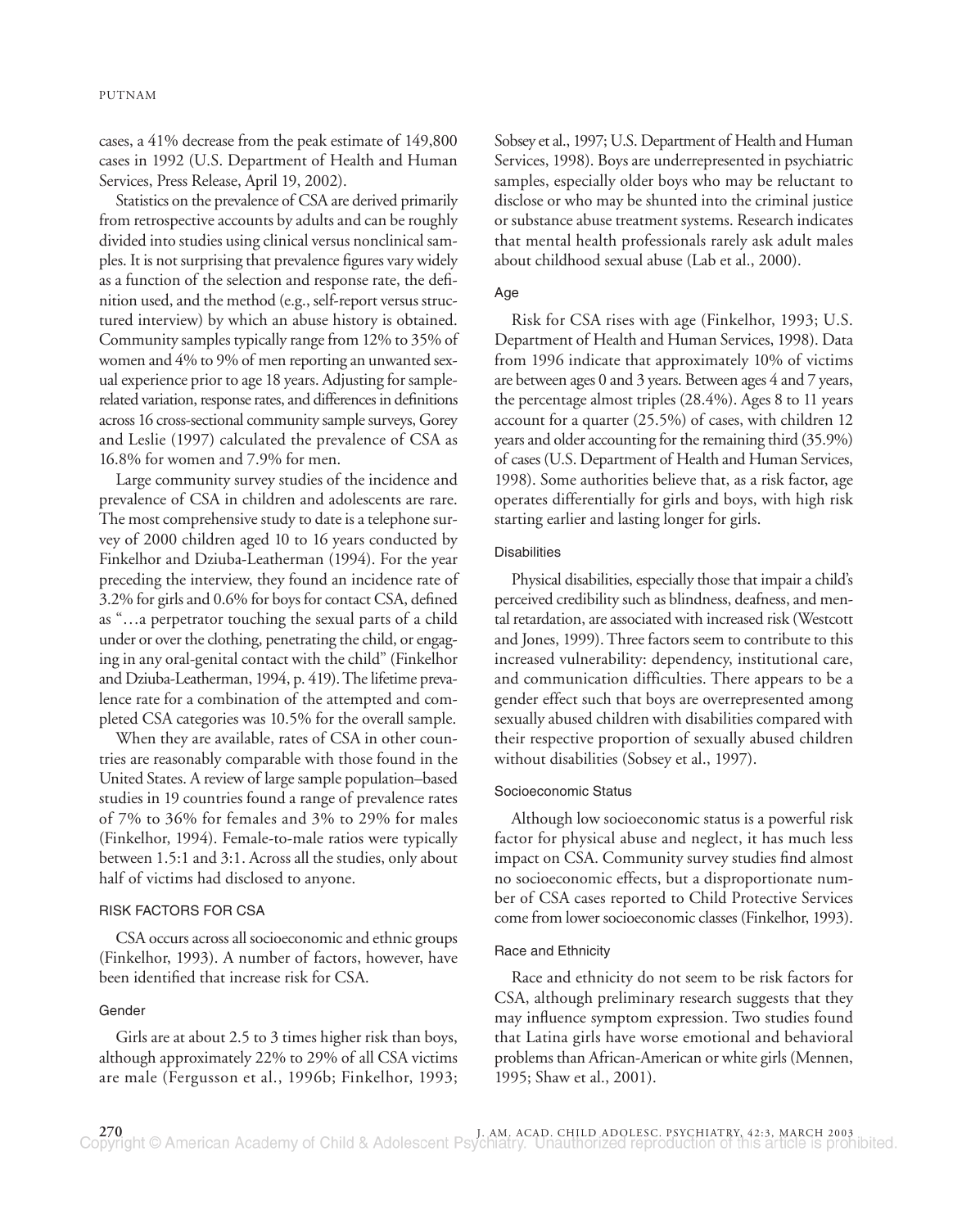cases, a 41% decrease from the peak estimate of 149,800 cases in 1992 (U.S. Department of Health and Human Services, Press Release, April 19, 2002).

Statistics on the prevalence of CSA are derived primarily from retrospective accounts by adults and can be roughly divided into studies using clinical versus nonclinical samples. It is not surprising that prevalence figures vary widely as a function of the selection and response rate, the definition used, and the method (e.g., self-report versus structured interview) by which an abuse history is obtained. Community samples typically range from 12% to 35% of women and 4% to 9% of men reporting an unwanted sexual experience prior to age 18 years. Adjusting for sample-related variation, response rates, and differences in definitions across 16 cross-sectional community sample surveys, Gorey and Leslie (1997) calculated the prevalence of CSA as 16.8% for women and 7.9% for men.

Large community survey studies of the incidence and prevalence of CSA in children and adolescents are rare. The most comprehensive study to date is a telephone survey of 2000 children aged 10 to 16 years conducted by Finkelhor and Dziuba-Leatherman (1994). For the year preceding the interview, they found an incidence rate of 3.2% for girls and 0.6% for boys for contact CSA, defined as "…a perpetrator touching the sexual parts of a child under or over the clothing, penetrating the child, or engaging in any oral-genital contact with the child" (Finkelhor and Dziuba-Leatherman, 1994, p. 419). The lifetime prevalence rate for a combination of the attempted and completed CSA categories was 10.5% for the overall sample.

When they are available, rates of CSA in other countries are reasonably comparable with those found in the United States. A review of large sample population–based studies in 19 countries found a range of prevalence rates of 7% to 36% for females and 3% to 29% for males (Finkelhor, 1994). Female-to-male ratios were typically between 1.5:1 and 3:1. Across all the studies, only about half of victims had disclosed to anyone.

## RISK FACTORS FOR CSA

CSA occurs across all socioeconomic and ethnic groups (Finkelhor, 1993). A number of factors, however, have been identified that increase risk for CSA.

### Gender

Girls are at about 2.5 to 3 times higher risk than boys, although approximately 22% to 29% of all CSA victims are male (Fergusson et al., 1996b; Finkelhor, 1993; Sobsey et al., 1997; U.S. Department of Health and Human Services, 1998). Boys are underrepresented in psychiatric samples, especially older boys who may be reluctant to disclose or who may be shunted into the criminal justice or substance abuse treatment systems. Research indicates that mental health professionals rarely ask adult males about childhood sexual abuse (Lab et al., 2000).

### Age

Risk for CSA rises with age (Finkelhor, 1993; U.S. Department of Health and Human Services, 1998). Data from 1996 indicate that approximately 10% of victims are between ages 0 and 3 years. Between ages 4 and 7 years, the percentage almost triples (28.4%). Ages 8 to 11 years account for a quarter (25.5%) of cases, with children 12 years and older accounting for the remaining third (35.9%) of cases (U.S. Department of Health and Human Services, 1998). Some authorities believe that, as a risk factor, age operates differentially for girls and boys, with high risk starting earlier and lasting longer for girls.

### Disabilities

Physical disabilities, especially those that impair a child's perceived credibility such as blindness, deafness, and mental retardation, are associated with increased risk (Westcott and Jones, 1999). Three factors seem to contribute to this increased vulnerability: dependency, institutional care, and communication difficulties. There appears to be a gender effect such that boys are overrepresented among sexually abused children with disabilities compared with their respective proportion of sexually abused children without disabilities (Sobsey et al., 1997).

### Socioeconomic Status

Although low socioeconomic status is a powerful risk factor for physical abuse and neglect, it has much less impact on CSA. Community survey studies find almost no socioeconomic effects, but a disproportionate number of CSA cases reported to Child Protective Services come from lower socioeconomic classes (Finkelhor, 1993).

### Race and Ethnicity

Race and ethnicity do not seem to be risk factors for CSA, although preliminary research suggests that they may influence symptom expression. Two studies found that Latina girls have worse emotional and behavioral problems than African-American or white girls (Mennen, 1995; Shaw et al., 2001).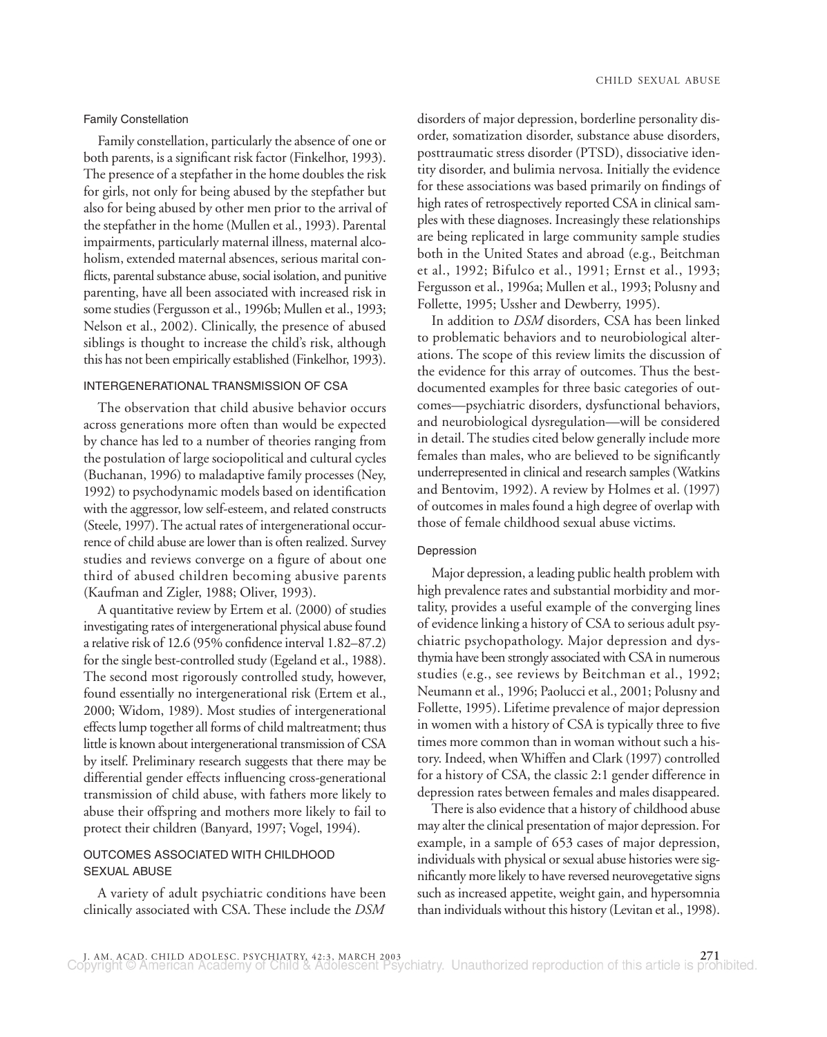### Family Constellation

Family constellation, particularly the absence of one or both parents, is a significant risk factor (Finkelhor, 1993). The presence of a stepfather in the home doubles the risk for girls, not only for being abused by the stepfather but also for being abused by other men prior to the arrival of the stepfather in the home (Mullen et al., 1993). Parental impairments, particularly maternal illness, maternal alcoholism, extended maternal absences, serious marital conflicts, parental substance abuse, social isolation, and punitive parenting, have all been associated with increased risk in some studies (Fergusson et al., 1996b; Mullen et al., 1993; Nelson et al., 2002). Clinically, the presence of abused siblings is thought to increase the child's risk, although this has not been empirically established (Finkelhor, 1993).

## INTERGENERATIONAL TRANSMISSION OF CSA

The observation that child abusive behavior occurs across generations more often than would be expected by chance has led to a number of theories ranging from the postulation of large sociopolitical and cultural cycles (Buchanan, 1996) to maladaptive family processes (Ney, 1992) to psychodynamic models based on identification with the aggressor, low self-esteem, and related constructs (Steele, 1997). The actual rates of intergenerational occurrence of child abuse are lower than is often realized. Survey studies and reviews converge on a figure of about one third of abused children becoming abusive parents (Kaufman and Zigler, 1988; Oliver, 1993).

A quantitative review by Ertem et al. (2000) of studies investigating rates of intergenerational physical abuse found a relative risk of 12.6 (95% confidence interval 1.82–87.2) for the single best-controlled study (Egeland et al., 1988). The second most rigorously controlled study, however, found essentially no intergenerational risk (Ertem et al., 2000; Widom, 1989). Most studies of intergenerational effects lump together all forms of child maltreatment; thus little is known about intergenerational transmission of CSA by itself. Preliminary research suggests that there may be differential gender effects influencing cross-generational transmission of child abuse, with fathers more likely to abuse their offspring and mothers more likely to fail to protect their children (Banyard, 1997; Vogel, 1994).

## OUTCOMES ASSOCIATED WITH CHILDHOOD SEXUAL ABUSE

A variety of adult psychiatric conditions have been clinically associated with CSA. These include the *DSM* disorders of major depression, borderline personality disorder, somatization disorder, substance abuse disorders, posttraumatic stress disorder (PTSD), dissociative identity disorder, and bulimia nervosa. Initially the evidence for these associations was based primarily on findings of high rates of retrospectively reported CSA in clinical samples with these diagnoses. Increasingly these relationships are being replicated in large community sample studies both in the United States and abroad (e.g., Beitchman et al., 1992; Bifulco et al., 1991; Ernst et al., 1993; Fergusson et al., 1996a; Mullen et al., 1993; Polusny and Follette, 1995; Ussher and Dewberry, 1995).

In addition to *DSM* disorders, CSA has been linked to problematic behaviors and to neurobiological alterations. The scope of this review limits the discussion of the evidence for this array of outcomes. Thus the best-documented examples for three basic categories of outcomes—psychiatric disorders, dysfunctional behaviors, and neurobiological dysregulation—will be considered in detail. The studies cited below generally include more females than males, who are believed to be significantly underrepresented in clinical and research samples (Watkins and Bentovim, 1992). A review by Holmes et al. (1997) of outcomes in males found a high degree of overlap with those of female childhood sexual abuse victims.

### Depression

Major depression, a leading public health problem with high prevalence rates and substantial morbidity and mortality, provides a useful example of the converging lines of evidence linking a history of CSA to serious adult psychiatric psychopathology. Major depression and dysthymia have been strongly associated with CSA in numerous studies (e.g., see reviews by Beitchman et al., 1992; Neumann et al., 1996; Paolucci et al., 2001; Polusny and Follette, 1995). Lifetime prevalence of major depression in women with a history of CSA is typically three to five times more common than in woman without such a history. Indeed, when Whiffen and Clark (1997) controlled for a history of CSA, the classic 2:1 gender difference in depression rates between females and males disappeared.

There is also evidence that a history of childhood abuse may alter the clinical presentation of major depression. For example, in a sample of 653 cases of major depression, individuals with physical or sexual abuse histories were significantly more likely to have reversed neurovegetative signs such as increased appetite, weight gain, and hypersomnia than individuals without this history (Levitan et al., 1998).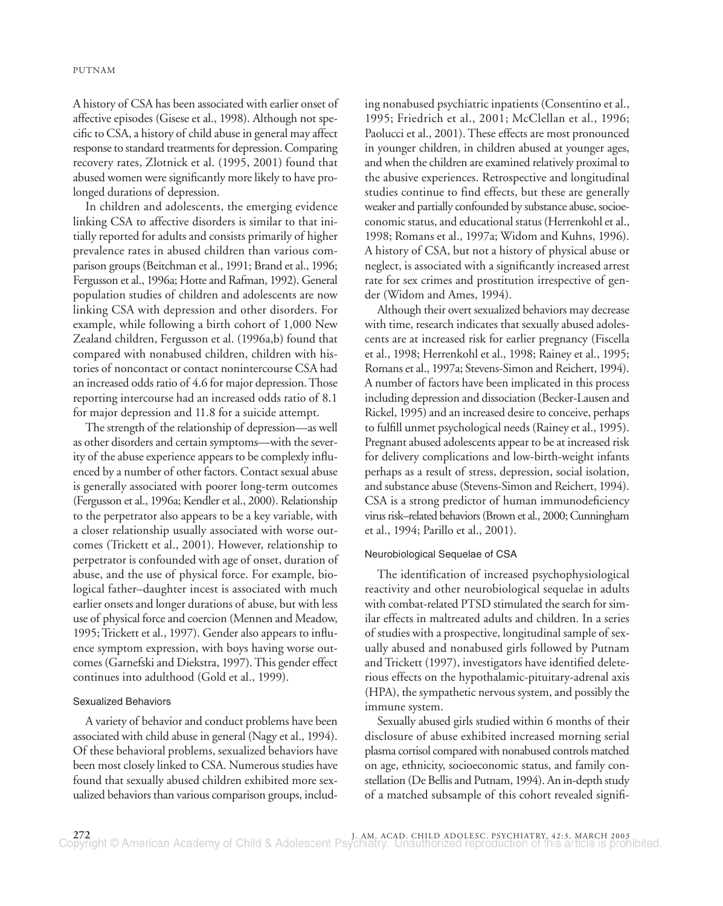A history of CSA has been associated with earlier onset of affective episodes (Gisese et al., 1998). Although not specific to CSA, a history of child abuse in general may affect response to standard treatments for depression. Comparing recovery rates, Zlotnick et al. (1995, 2001) found that abused women were significantly more likely to have prolonged durations of depression.

In children and adolescents, the emerging evidence linking CSA to affective disorders is similar to that initially reported for adults and consists primarily of higher prevalence rates in abused children than various comparison groups (Beitchman et al., 1991; Brand et al., 1996; Fergusson et al., 1996a; Hotte and Rafman, 1992). General population studies of children and adolescents are now linking CSA with depression and other disorders. For example, while following a birth cohort of 1,000 New Zealand children, Fergusson et al. (1996a,b) found that compared with nonabused children, children with histories of noncontact or contact nonintercourse CSA had an increased odds ratio of 4.6 for major depression. Those reporting intercourse had an increased odds ratio of 8.1 for major depression and 11.8 for a suicide attempt.

The strength of the relationship of depression—as well as other disorders and certain symptoms—with the severity of the abuse experience appears to be complexly influenced by a number of other factors. Contact sexual abuse is generally associated with poorer long-term outcomes (Fergusson et al., 1996a; Kendler et al., 2000). Relationship to the perpetrator also appears to be a key variable, with a closer relationship usually associated with worse outcomes (Trickett et al., 2001). However, relationship to perpetrator is confounded with age of onset, duration of abuse, and the use of physical force. For example, biological father–daughter incest is associated with much earlier onsets and longer durations of abuse, but with less use of physical force and coercion (Mennen and Meadow, 1995; Trickett et al., 1997). Gender also appears to influence symptom expression, with boys having worse outcomes (Garnefski and Diekstra, 1997). This gender effect continues into adulthood (Gold et al., 1999).

### Sexualized Behaviors

A variety of behavior and conduct problems have been associated with child abuse in general (Nagy et al., 1994). Of these behavioral problems, sexualized behaviors have been most closely linked to CSA. Numerous studies have found that sexually abused children exhibited more sexualized behaviors than various comparison groups, including nonabused psychiatric inpatients (Consentino et al., 1995; Friedrich et al., 2001; McClellan et al., 1996; Paolucci et al., 2001). These effects are most pronounced in younger children, in children abused at younger ages, and when the children are examined relatively proximal to the abusive experiences. Retrospective and longitudinal studies continue to find effects, but these are generally weaker and partially confounded by substance abuse, socioeconomic status, and educational status (Herrenkohl et al., 1998; Romans et al., 1997a; Widom and Kuhns, 1996). A history of CSA, but not a history of physical abuse or neglect, is associated with a significantly increased arrest rate for sex crimes and prostitution irrespective of gender (Widom and Ames, 1994).

Although their overt sexualized behaviors may decrease with time, research indicates that sexually abused adolescents are at increased risk for earlier pregnancy (Fiscella et al., 1998; Herrenkohl et al., 1998; Rainey et al., 1995; Romans et al., 1997a; Stevens-Simon and Reichert, 1994). A number of factors have been implicated in this process including depression and dissociation (Becker-Lausen and Rickel, 1995) and an increased desire to conceive, perhaps to fulfill unmet psychological needs (Rainey et al., 1995). Pregnant abused adolescents appear to be at increased risk for delivery complications and low-birth-weight infants perhaps as a result of stress, depression, social isolation, and substance abuse (Stevens-Simon and Reichert, 1994). CSA is a strong predictor of human immunodeficiency virus risk–related behaviors (Brown et al., 2000; Cunningham et al., 1994; Parillo et al., 2001).

### Neurobiological Sequelae of CSA

The identification of increased psychophysiological reactivity and other neurobiological sequelae in adults with combat-related PTSD stimulated the search for similar effects in maltreated adults and children. In a series of studies with a prospective, longitudinal sample of sexually abused and nonabused girls followed by Putnam and Trickett (1997), investigators have identified deleterious effects on the hypothalamic-pituitary-adrenal axis (HPA), the sympathetic nervous system, and possibly the immune system.

Sexually abused girls studied within 6 months of their disclosure of abuse exhibited increased morning serial plasma cortisol compared with nonabused controls matched on age, ethnicity, socioeconomic status, and family constellation (De Bellis and Putnam, 1994). An in-depth study of a matched subsample of this cohort revealed signifi-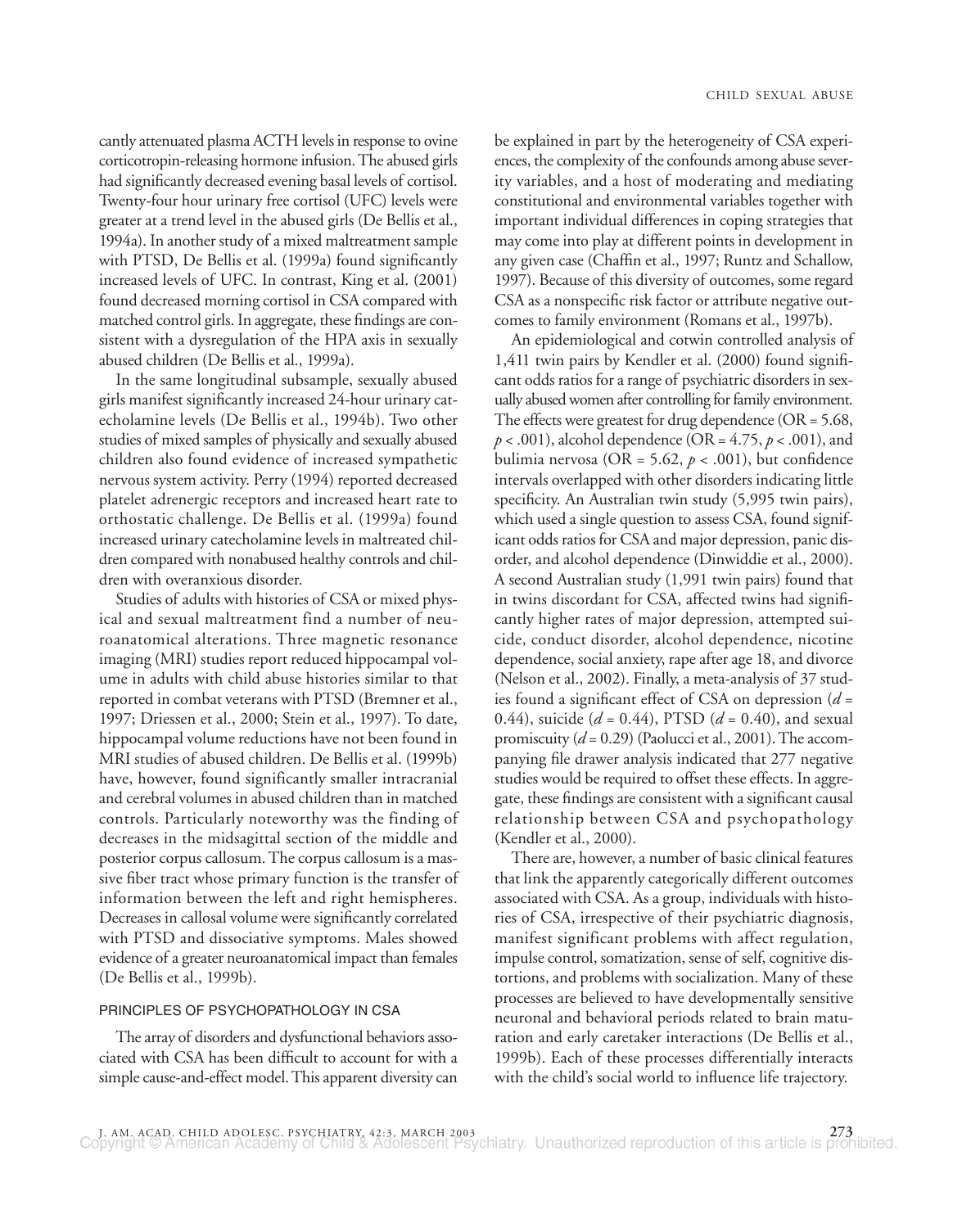cantly attenuated plasma ACTH levels in response to ovine corticotropin-releasing hormone infusion. The abused girls had significantly decreased evening basal levels of cortisol. Twenty-four hour urinary free cortisol (UFC) levels were greater at a trend level in the abused girls (De Bellis et al., 1994a). In another study of a mixed maltreatment sample with PTSD, De Bellis et al. (1999a) found significantly increased levels of UFC. In contrast, King et al. (2001) found decreased morning cortisol in CSA compared with matched control girls. In aggregate, these findings are consistent with a dysregulation of the HPA axis in sexually abused children (De Bellis et al., 1999a).

In the same longitudinal subsample, sexually abused girls manifest significantly increased 24-hour urinary catecholamine levels (De Bellis et al., 1994b). Two other studies of mixed samples of physically and sexually abused children also found evidence of increased sympathetic nervous system activity. Perry (1994) reported decreased platelet adrenergic receptors and increased heart rate to orthostatic challenge. De Bellis et al. (1999a) found increased urinary catecholamine levels in maltreated children compared with nonabused healthy controls and children with overanxious disorder.

Studies of adults with histories of CSA or mixed physical and sexual maltreatment find a number of neuroanatomical alterations. Three magnetic resonance imaging (MRI) studies report reduced hippocampal volume in adults with child abuse histories similar to that reported in combat veterans with PTSD (Bremner et al., 1997; Driessen et al., 2000; Stein et al., 1997). To date, hippocampal volume reductions have not been found in MRI studies of abused children. De Bellis et al. (1999b) have, however, found significantly smaller intracranial and cerebral volumes in abused children than in matched controls. Particularly noteworthy was the finding of decreases in the midsagittal section of the middle and posterior corpus callosum. The corpus callosum is a massive fiber tract whose primary function is the transfer of information between the left and right hemispheres. Decreases in callosal volume were significantly correlated with PTSD and dissociative symptoms. Males showed evidence of a greater neuroanatomical impact than females (De Bellis et al., 1999b).

## PRINCIPLES OF PSYCHOPATHOLOGY IN CSA

The array of disorders and dysfunctional behaviors associated with CSA has been difficult to account for with a simple cause-and-effect model. This apparent diversity can be explained in part by the heterogeneity of CSA experiences, the complexity of the confounds among abuse severity variables, and a host of moderating and mediating constitutional and environmental variables together with important individual differences in coping strategies that may come into play at different points in development in any given case (Chaffin et al., 1997; Runtz and Schallow, 1997). Because of this diversity of outcomes, some regard CSA as a nonspecific risk factor or attribute negative outcomes to family environment (Romans et al., 1997b).

An epidemiological and cotwin controlled analysis of 1,411 twin pairs by Kendler et al. (2000) found significant odds ratios for a range of psychiatric disorders in sexually abused women after controlling for family environment. The effects were greatest for drug dependence (OR = 5.68, $p < .001$), alcohol dependence (OR = 4.75, $p < .001$), and bulimia nervosa (OR = 5.62, $p < .001$), but confidence intervals overlapped with other disorders indicating little specificity. An Australian twin study (5,995 twin pairs), which used a single question to assess CSA, found significant odds ratios for CSA and major depression, panic disorder, and alcohol dependence (Dinwiddie et al., 2000). A second Australian study (1,991 twin pairs) found that in twins discordant for CSA, affected twins had significantly higher rates of major depression, attempted suicide, conduct disorder, alcohol dependence, nicotine dependence, social anxiety, rape after age 18, and divorce (Nelson et al., 2002). Finally, a meta-analysis of 37 studies found a significant effect of CSA on depression ($d$ = 0.44), suicide ($d$ = 0.44), PTSD ($d$ = 0.40), and sexual promiscuity ($d$ = 0.29) (Paolucci et al., 2001). The accompanying file drawer analysis indicated that 277 negative studies would be required to offset these effects. In aggregate, these findings are consistent with a significant causal relationship between CSA and psychopathology (Kendler et al., 2000).

There are, however, a number of basic clinical features that link the apparently categorically different outcomes associated with CSA. As a group, individuals with histories of CSA, irrespective of their psychiatric diagnosis, manifest significant problems with affect regulation, impulse control, somatization, sense of self, cognitive distortions, and problems with socialization. Many of these processes are believed to have developmentally sensitive neuronal and behavioral periods related to brain maturation and early caretaker interactions (De Bellis et al., 1999b). Each of these processes differentially interacts with the child's social world to influence life trajectory.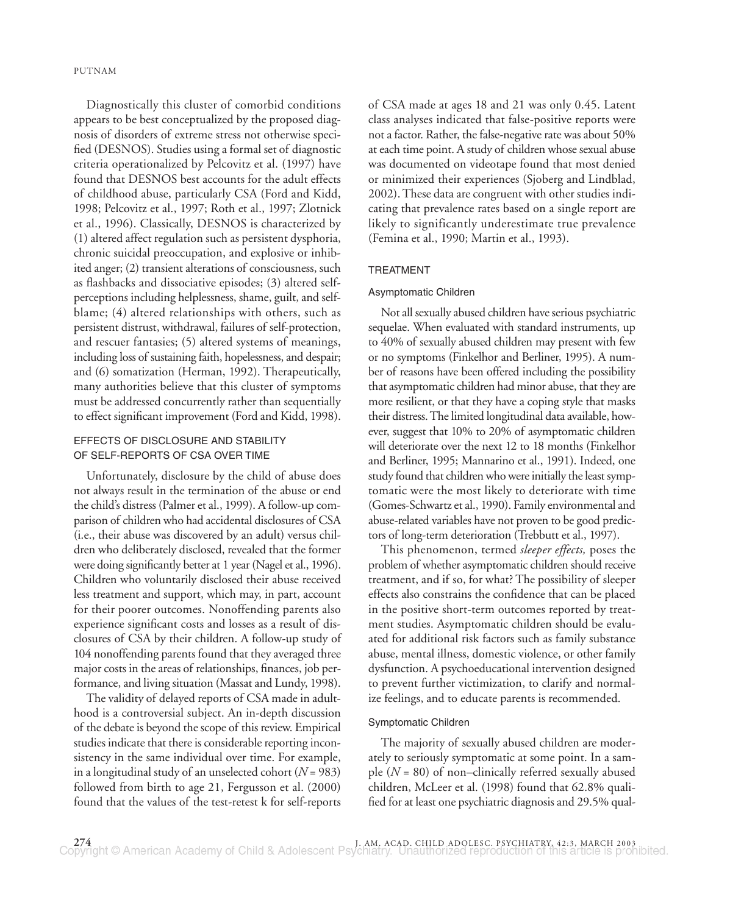Diagnostically this cluster of comorbid conditions appears to be best conceptualized by the proposed diagnosis of disorders of extreme stress not otherwise specified (DESNOS). Studies using a formal set of diagnostic criteria operationalized by Pelcovitz et al. (1997) have found that DESNOS best accounts for the adult effects of childhood abuse, particularly CSA (Ford and Kidd, 1998; Pelcovitz et al., 1997; Roth et al., 1997; Zlotnick et al., 1996). Classically, DESNOS is characterized by (1) altered affect regulation such as persistent dysphoria, chronic suicidal preoccupation, and explosive or inhibited anger; (2) transient alterations of consciousness, such as flashbacks and dissociative episodes; (3) altered self-perceptions including helplessness, shame, guilt, and self-blame; (4) altered relationships with others, such as persistent distrust, withdrawal, failures of self-protection, and rescuer fantasies; (5) altered systems of meanings, including loss of sustaining faith, hopelessness, and despair; and (6) somatization (Herman, 1992). Therapeutically, many authorities believe that this cluster of symptoms must be addressed concurrently rather than sequentially to effect significant improvement (Ford and Kidd, 1998).

## EFFECTS OF DISCLOSURE AND STABILITY OF SELF-REPORTS OF CSA OVER TIME

Unfortunately, disclosure by the child of abuse does not always result in the termination of the abuse or end the child's distress (Palmer et al., 1999). A follow-up comparison of children who had accidental disclosures of CSA (i.e., their abuse was discovered by an adult) versus children who deliberately disclosed, revealed that the former were doing significantly better at 1 year (Nagel et al., 1996). Children who voluntarily disclosed their abuse received less treatment and support, which may, in part, account for their poorer outcomes. Nonoffending parents also experience significant costs and losses as a result of disclosures of CSA by their children. A follow-up study of 104 nonoffending parents found that they averaged three major costs in the areas of relationships, finances, job performance, and living situation (Massat and Lundy, 1998).

The validity of delayed reports of CSA made in adulthood is a controversial subject. An in-depth discussion of the debate is beyond the scope of this review. Empirical studies indicate that there is considerable reporting inconsistency in the same individual over time. For example, in a longitudinal study of an unselected cohort ($N = 983$) followed from birth to age 21, Fergusson et al. (2000) found that the values of the test-retest k for self-reports of CSA made at ages 18 and 21 was only 0.45. Latent class analyses indicated that false-positive reports were not a factor. Rather, the false-negative rate was about 50% at each time point. A study of children whose sexual abuse was documented on videotape found that most denied or minimized their experiences (Sjoberg and Lindblad, 2002). These data are congruent with other studies indicating that prevalence rates based on a single report are likely to significantly underestimate true prevalence (Femina et al., 1990; Martin et al., 1993).

## TREATMENT

### Asymptomatic Children

Not all sexually abused children have serious psychiatric sequelae. When evaluated with standard instruments, up to 40% of sexually abused children may present with few or no symptoms (Finkelhor and Berliner, 1995). A number of reasons have been offered including the possibility that asymptomatic children had minor abuse, that they are more resilient, or that they have a coping style that masks their distress. The limited longitudinal data available, however, suggest that 10% to 20% of asymptomatic children will deteriorate over the next 12 to 18 months (Finkelhor and Berliner, 1995; Mannarino et al., 1991). Indeed, one study found that children who were initially the least symptomatic were the most likely to deteriorate with time (Gomes-Schwartz et al., 1990). Family environmental and abuse-related variables have not proven to be good predictors of long-term deterioration (Trebbutt et al., 1997).

This phenomenon, termed *sleeper effects,* poses the problem of whether asymptomatic children should receive treatment, and if so, for what? The possibility of sleeper effects also constrains the confidence that can be placed in the positive short-term outcomes reported by treatment studies. Asymptomatic children should be evaluated for additional risk factors such as family substance abuse, mental illness, domestic violence, or other family dysfunction. A psychoeducational intervention designed to prevent further victimization, to clarify and normalize feelings, and to educate parents is recommended.

### Symptomatic Children

The majority of sexually abused children are moderately to seriously symptomatic at some point. In a sample ($N = 80$) of non–clinically referred sexually abused children, McLeer et al. (1998) found that 62.8% qualified for at least one psychiatric diagnosis and 29.5% qual-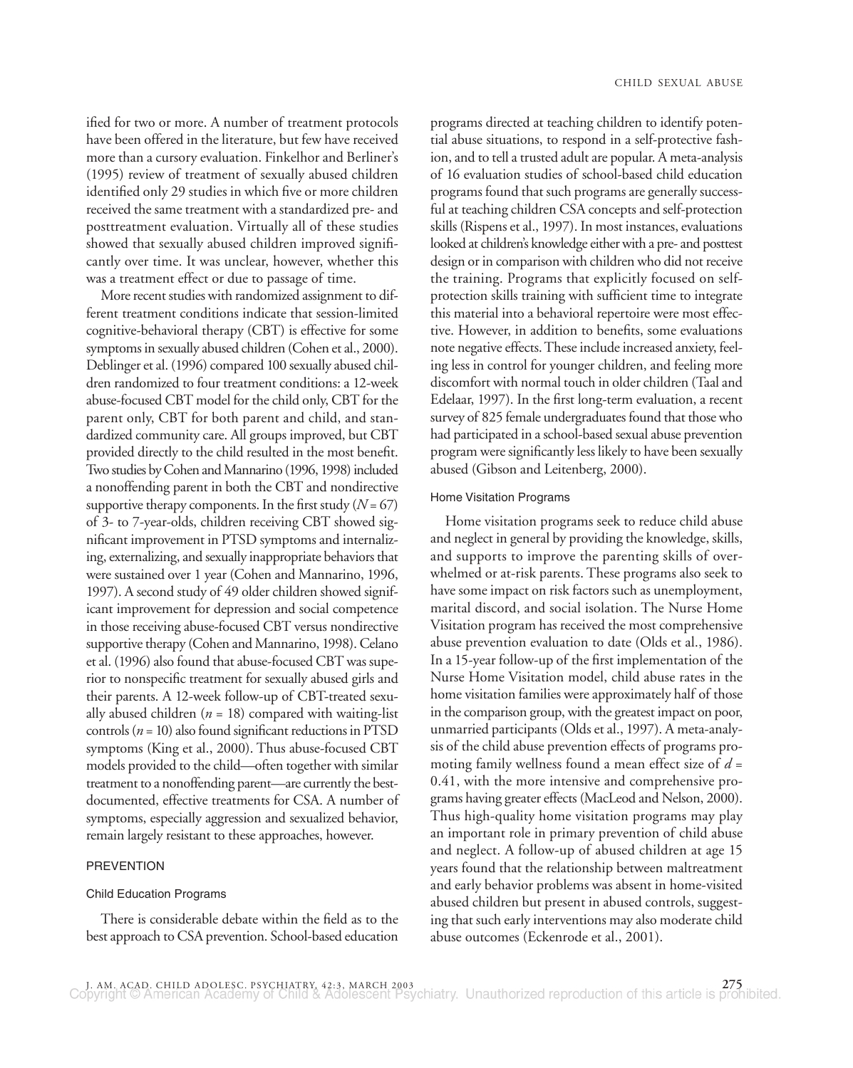ified for two or more. A number of treatment protocols have been offered in the literature, but few have received more than a cursory evaluation. Finkelhor and Berliner's (1995) review of treatment of sexually abused children identified only 29 studies in which five or more children received the same treatment with a standardized pre- and posttreatment evaluation. Virtually all of these studies showed that sexually abused children improved significantly over time. It was unclear, however, whether this was a treatment effect or due to passage of time.

More recent studies with randomized assignment to different treatment conditions indicate that session-limited cognitive-behavioral therapy (CBT) is effective for some symptoms in sexually abused children (Cohen et al., 2000). Deblinger et al. (1996) compared 100 sexually abused children randomized to four treatment conditions: a 12-week abuse-focused CBT model for the child only, CBT for the parent only, CBT for both parent and child, and standardized community care. All groups improved, but CBT provided directly to the child resulted in the most benefit. Two studies by Cohen and Mannarino (1996, 1998) included a nonoffending parent in both the CBT and nondirective supportive therapy components. In the first study ($N = 67$) of 3- to 7-year-olds, children receiving CBT showed significant improvement in PTSD symptoms and internalizing, externalizing, and sexually inappropriate behaviors that were sustained over 1 year (Cohen and Mannarino, 1996, 1997). A second study of 49 older children showed significant improvement for depression and social competence in those receiving abuse-focused CBT versus nondirective supportive therapy (Cohen and Mannarino, 1998). Celano et al. (1996) also found that abuse-focused CBT was superior to nonspecific treatment for sexually abused girls and their parents. A 12-week follow-up of CBT-treated sexually abused children ($n = 18$) compared with waiting-list controls ($n = 10$) also found significant reductions in PTSD symptoms (King et al., 2000). Thus abuse-focused CBT models provided to the child—often together with similar treatment to a nonoffending parent—are currently the best-documented, effective treatments for CSA. A number of symptoms, especially aggression and sexualized behavior, remain largely resistant to these approaches, however.

## PREVENTION

### Child Education Programs

There is considerable debate within the field as to the best approach to CSA prevention. School-based education programs directed at teaching children to identify potential abuse situations, to respond in a self-protective fashion, and to tell a trusted adult are popular. A meta-analysis of 16 evaluation studies of school-based child education programs found that such programs are generally successful at teaching children CSA concepts and self-protection skills (Rispens et al., 1997). In most instances, evaluations looked at children's knowledge either with a pre- and posttest design or in comparison with children who did not receive the training. Programs that explicitly focused on self-protection skills training with sufficient time to integrate this material into a behavioral repertoire were most effective. However, in addition to benefits, some evaluations note negative effects. These include increased anxiety, feeling less in control for younger children, and feeling more discomfort with normal touch in older children (Taal and Edelaar, 1997). In the first long-term evaluation, a recent survey of 825 female undergraduates found that those who had participated in a school-based sexual abuse prevention program were significantly less likely to have been sexually abused (Gibson and Leitenberg, 2000).

### Home Visitation Programs

Home visitation programs seek to reduce child abuse and neglect in general by providing the knowledge, skills, and supports to improve the parenting skills of overwhelmed or at-risk parents. These programs also seek to have some impact on risk factors such as unemployment, marital discord, and social isolation. The Nurse Home Visitation program has received the most comprehensive abuse prevention evaluation to date (Olds et al., 1986). In a 15-year follow-up of the first implementation of the Nurse Home Visitation model, child abuse rates in the home visitation families were approximately half of those in the comparison group, with the greatest impact on poor, unmarried participants (Olds et al., 1997). A meta-analysis of the child abuse prevention effects of programs promoting family wellness found a mean effect size of $d = 0.41$, with the more intensive and comprehensive programs having greater effects (MacLeod and Nelson, 2000). Thus high-quality home visitation programs may play an important role in primary prevention of child abuse and neglect. A follow-up of abused children at age 15 years found that the relationship between maltreatment and early behavior problems was absent in home-visited abused children but present in abused controls, suggesting that such early interventions may also moderate child abuse outcomes (Eckenrode et al., 2001).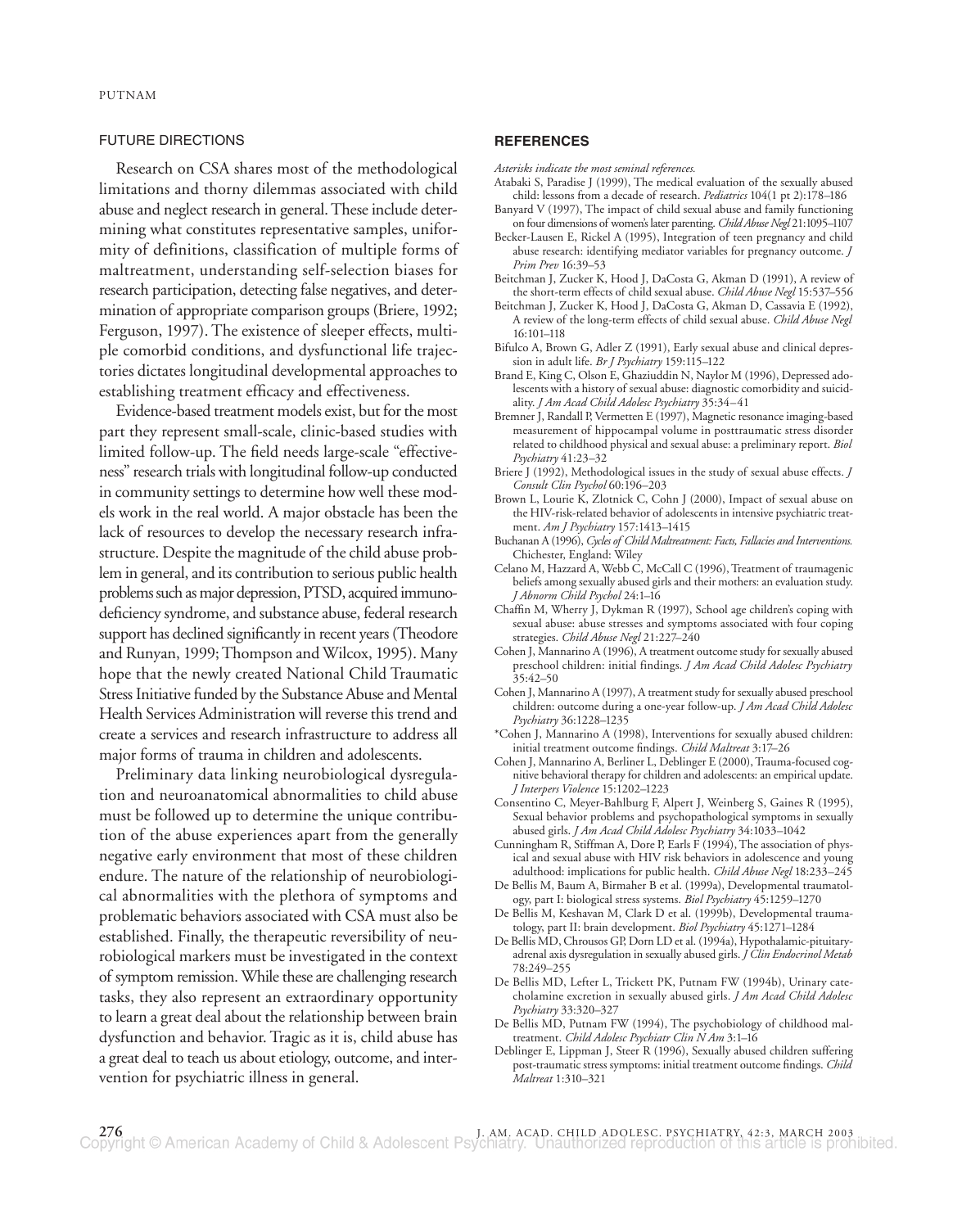## FUTURE DIRECTIONS

Research on CSA shares most of the methodological limitations and thorny dilemmas associated with child abuse and neglect research in general. These include determining what constitutes representative samples, uniformity of definitions, classification of multiple forms of maltreatment, understanding self-selection biases for research participation, detecting false negatives, and determination of appropriate comparison groups (Briere, 1992; Ferguson, 1997). The existence of sleeper effects, multiple comorbid conditions, and dysfunctional life trajectories dictates longitudinal developmental approaches to establishing treatment efficacy and effectiveness.

Evidence-based treatment models exist, but for the most part they represent small-scale, clinic-based studies with limited follow-up. The field needs large-scale "effectiveness" research trials with longitudinal follow-up conducted in community settings to determine how well these models work in the real world. A major obstacle has been the lack of resources to develop the necessary research infrastructure. Despite the magnitude of the child abuse problem in general, and its contribution to serious public health problems such as major depression, PTSD, acquired immunodeficiency syndrome, and substance abuse, federal research support has declined significantly in recent years (Theodore and Runyan, 1999; Thompson and Wilcox, 1995). Many hope that the newly created National Child Traumatic Stress Initiative funded by the Substance Abuse and Mental Health Services Administration will reverse this trend and create a services and research infrastructure to address all major forms of trauma in children and adolescents.

Preliminary data linking neurobiological dysregulation and neuroanatomical abnormalities to child abuse must be followed up to determine the unique contribution of the abuse experiences apart from the generally negative early environment that most of these children endure. The nature of the relationship of neurobiological abnormalities with the plethora of symptoms and problematic behaviors associated with CSA must also be established. Finally, the therapeutic reversibility of neurobiological markers must be investigated in the context of symptom remission. While these are challenging research tasks, they also represent an extraordinary opportunity to learn a great deal about the relationship between brain dysfunction and behavior. Tragic as it is, child abuse has a great deal to teach us about etiology, outcome, and intervention for psychiatric illness in general.

## REFERENCES

*Asterisks indicate the most seminal references.*

Atabaki S, Paradise J (1999), The medical evaluation of the sexually abused child: lessons from a decade of research. *Pediatrics* 104(1 pt 2):178–186

Banyard V (1997), The impact of child sexual abuse and family functioning on four dimensions of women's later parenting. *Child Abuse Negl* 21:1095–1107

Becker-Lausen E, Rickel A (1995), Integration of teen pregnancy and child abuse research: identifying mediator variables for pregnancy outcome. *J Prim Prev* 16:39–53

Beitchman J, Zucker K, Hood J, DaCosta G, Akman D (1991), A review of the short-term effects of child sexual abuse. *Child Abuse Negl* 15:537–556

Beitchman J, Zucker K, Hood J, DaCosta G, Akman D, Cassavia E (1992), A review of the long-term effects of child sexual abuse. *Child Abuse Negl* 16:101–118

Bifulco A, Brown G, Adler Z (1991), Early sexual abuse and clinical depression in adult life. *Br J Psychiatry* 159:115–122

Brand E, King C, Olson E, Ghaziuddin N, Naylor M (1996), Depressed adolescents with a history of sexual abuse: diagnostic comorbidity and suicidality. *J Am Acad Child Adolesc Psychiatry* 35:34–41

Bremner J, Randall P, Vermetten E (1997), Magnetic resonance imaging-based measurement of hippocampal volume in posttraumatic stress disorder related to childhood physical and sexual abuse: a preliminary report. *Biol Psychiatry* 41:23–32

Briere J (1992), Methodological issues in the study of sexual abuse effects. *J Consult Clin Psychol* 60:196–203

Brown L, Lourie K, Zlotnick C, Cohn J (2000), Impact of sexual abuse on the HIV-risk-related behavior of adolescents in intensive psychiatric treatment. *Am J Psychiatry* 157:1413–1415

Buchanan A (1996), *Cycles of Child Maltreatment: Facts, Fallacies and Interventions.* Chichester, England: Wiley

Celano M, Hazzard A, Webb C, McCall C (1996), Treatment of traumagenic beliefs among sexually abused girls and their mothers: an evaluation study. *J Abnorm Child Psychol* 24:1–16

Chaffin M, Wherry J, Dykman R (1997), School age children's coping with sexual abuse: abuse stresses and symptoms associated with four coping strategies. *Child Abuse Negl* 21:227–240

Cohen J, Mannarino A (1996), A treatment outcome study for sexually abused preschool children: initial findings. *J Am Acad Child Adolesc Psychiatry* 35:42–50

Cohen J, Mannarino A (1997), A treatment study for sexually abused preschool children: outcome during a one-year follow-up. *J Am Acad Child Adolesc Psychiatry* 36:1228–1235

*Cohen J, Mannarino A (1998), Interventions for sexually abused children: initial treatment outcome findings. *Child Maltreat* 3:17–26

Cohen J, Mannarino A, Berliner L, Deblinger E (2000), Trauma-focused cognitive behavioral therapy for children and adolescents: an empirical update. *J Interpers Violence* 15:1202–1223

Consentino C, Meyer-Bahlburg F, Alpert J, Weinberg S, Gaines R (1995), Sexual behavior problems and psychopathological symptoms in sexually abused girls. *J Am Acad Child Adolesc Psychiatry* 34:1033–1042

Cunningham R, Stiffman A, Dore P, Earls F (1994), The association of physical and sexual abuse with HIV risk behaviors in adolescence and young adulthood: implications for public health. *Child Abuse Negl* 18:233–245

De Bellis M, Baum A, Birmaher B et al. (1999a), Developmental traumatology, part I: biological stress systems. *Biol Psychiatry* 45:1259–1270

De Bellis M, Keshavan M, Clark D et al. (1999b), Developmental traumatology, part II: brain development. *Biol Psychiatry* 45:1271–1284

De Bellis MD, Chrousos GP, Dorn LD et al. (1994a), Hypothalamic-pituitary-adrenal axis dysregulation in sexually abused girls. *J Clin Endocrinol Metab* 78:249–255

De Bellis MD, Lefter L, Trickett PK, Putnam FW (1994b), Urinary catecholamine excretion in sexually abused girls. *J Am Acad Child Adolesc Psychiatry* 33:320–327

De Bellis MD, Putnam FW (1994), The psychobiology of childhood maltreatment. *Child Adolesc Psychiatr Clin N Am* 3:1–16

Deblinger E, Lippman J, Steer R (1996), Sexually abused children suffering post-traumatic stress symptoms: initial treatment outcome findings. *Child Maltreat* 1:310–321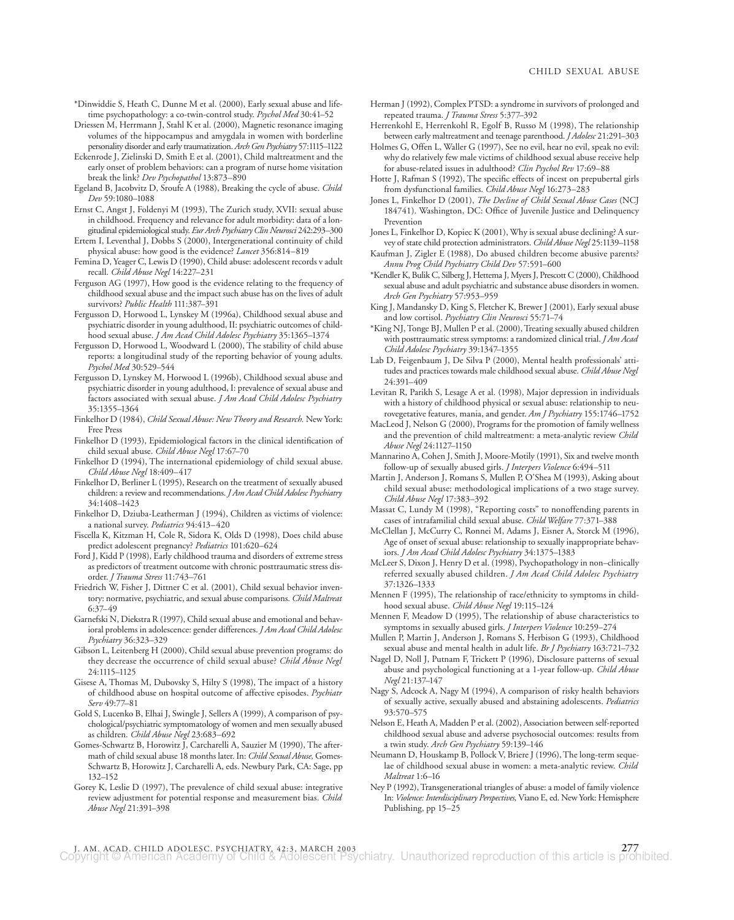*Dinwiddie S, Heath C, Dunne M et al. (2000), Early sexual abuse and lifetime psychopathology: a co-twin-control study. *Psychol Med* 30:41–52

Driessen M, Herrmann J, Stahl K et al. (2000), Magnetic resonance imaging volumes of the hippocampus and amygdala in women with borderline personality disorder and early traumatization. *Arch Gen Psychiatry* 57:1115–1122

Eckenrode J, Zielinski D, Smith E et al. (2001), Child maltreatment and the early onset of problem behaviors: can a program of nurse home visitation break the link? *Dev Psychopathol* 13:873–890

Egeland B, Jacobvitz D, Sroufe A (1988), Breaking the cycle of abuse. *Child Dev* 59:1080–1088

Ernst C, Angst J, Foldenyi M (1993), The Zurich study, XVII: sexual abuse in childhood. Frequency and relevance for adult morbidity: data of a longitudinal epidemiological study. *Eur Arch Psychiatry Clin Neurosci* 242:293–300

Ertem I, Leventhal J, Dobbs S (2000), Intergenerational continuity of child physical abuse: how good is the evidence? *Lancet* 356:814–819

Femina D, Yeager C, Lewis D (1990), Child abuse: adolescent records v adult recall. *Child Abuse Negl* 14:227–231

Ferguson AG (1997), How good is the evidence relating to the frequency of childhood sexual abuse and the impact such abuse has on the lives of adult survivors? *Public Health* 111:387–391

Fergusson D, Horwood L, Lynskey M (1996a), Childhood sexual abuse and psychiatric disorder in young adulthood, II: psychiatric outcomes of childhood sexual abuse. *J Am Acad Child Adolesc Psychiatry* 35:1365–1374

Fergusson D, Horwood L, Woodward L (2000), The stability of child abuse reports: a longitudinal study of the reporting behavior of young adults. *Psychol Med* 30:529–544

Fergusson D, Lynskey M, Horwood L (1996b), Childhood sexual abuse and psychiatric disorder in young adulthood, I: prevalence of sexual abuse and factors associated with sexual abuse. *J Am Acad Child Adolesc Psychiatry* 35:1355–1364

Finkelhor D (1984), *Child Sexual Abuse: New Theory and Research.* New York: Free Press

Finkelhor D (1993), Epidemiological factors in the clinical identification of child sexual abuse. *Child Abuse Negl* 17:67–70

Finkelhor D (1994), The international epidemiology of child sexual abuse. *Child Abuse Negl* 18:409–417

Finkelhor D, Berliner L (1995), Research on the treatment of sexually abused children: a review and recommendations. *J Am Acad Child Adolesc Psychiatry* 34:1408–1423

Finkelhor D, Dziuba-Leatherman J (1994), Children as victims of violence: a national survey. *Pediatrics* 94:413–420

Fiscella K, Kitzman H, Cole R, Sidora K, Olds D (1998), Does child abuse predict adolescent pregnancy? *Pediatrics* 101:620–624

Ford J, Kidd P (1998), Early childhood trauma and disorders of extreme stress as predictors of treatment outcome with chronic posttraumatic stress disorder. *J Trauma Stress* 11:743–761

Friedrich W, Fisher J, Dittner C et al. (2001), Child sexual behavior inventory: normative, psychiatric, and sexual abuse comparisons. *Child Maltreat* 6:37–49

Garnefski N, Diekstra R (1997), Child sexual abuse and emotional and behavioral problems in adolescence: gender differences. *J Am Acad Child Adolesc Psychiatry* 36:323–329

Gibson L, Leitenberg H (2000), Child sexual abuse prevention programs: do they decrease the occurrence of child sexual abuse? *Child Abuse Negl* 24:1115–1125

Gisese A, Thomas M, Dubovsky S, Hilty S (1998), The impact of a history of childhood abuse on hospital outcome of affective episodes. *Psychiatr Serv* 49:77–81

Gold S, Lucenko B, Elhai J, Swingle J, Sellers A (1999), A comparison of psychological/psychiatric symptomatology of women and men sexually abused as children. *Child Abuse Negl* 23:683–692

Gomes-Schwartz B, Horowitz J, Carcharelli A, Sauzier M (1990), The aftermath of child sexual abuse 18 months later. In: *Child Sexual Abuse,* Gomes-Schwartz B, Horowitz J, Carcharelli A, eds. Newbury Park, CA: Sage, pp 132–152

Gorey K, Leslie D (1997), The prevalence of child sexual abuse: integrative review adjustment for potential response and measurement bias. *Child Abuse Negl* 21:391–398

Herman J (1992), Complex PTSD: a syndrome in survivors of prolonged and repeated trauma. *J Trauma Stress* 5:377–392

Herrenkohl E, Herrenkohl R, Egolf B, Russo M (1998), The relationship between early maltreatment and teenage parenthood. *J Adolesc* 21:291–303

Holmes G, Offen L, Waller G (1997), See no evil, hear no evil, speak no evil: why do relatively few male victims of childhood sexual abuse receive help for abuse-related issues in adulthood? *Clin Psychol Rev* 17:69–88

Hotte J, Rafman S (1992), The specific effects of incest on prepubertal girls from dysfunctional families. *Child Abuse Negl* 16:273–283

Jones L, Finkelhor D (2001), *The Decline of Child Sexual Abuse Cases* (NCJ 184741). Washington, DC: Office of Juvenile Justice and Delinquency Prevention

Jones L, Finkelhor D, Kopiec K (2001), Why is sexual abuse declining? A survey of state child protection administrators. *Child Abuse Negl* 25:1139–1158

Kaufman J, Zigler E (1988), Do abused children become abusive parents? *Annu Prog Child Psychiatry Child Dev* 57:591–600

*Kendler K, Bulik C, Silberg J, Hettema J, Myers J, Prescott C (2000), Childhood sexual abuse and adult psychiatric and substance abuse disorders in women. *Arch Gen Psychiatry* 57:953–959

King J, Mandansky D, King S, Fletcher K, Brewer J (2001), Early sexual abuse and low cortisol. *Psychiatry Clin Neurosci* 55:71–74

*King NJ, Tonge BJ, Mullen P et al. (2000), Treating sexually abused children with posttraumatic stress symptoms: a randomized clinical trial. *J Am Acad Child Adolesc Psychiatry* 39:1347–1355

Lab D, Feigenbaum J, De Silva P (2000), Mental health professionals' attitudes and practices towards male childhood sexual abuse. *Child Abuse Negl* 24:391–409

Levitan R, Parikh S, Lesage A et al. (1998), Major depression in individuals with a history of childhood physical or sexual abuse: relationship to neurovegetative features, mania, and gender. *Am J Psychiatry* 155:1746–1752

MacLeod J, Nelson G (2000), Programs for the promotion of family wellness and the prevention of child maltreatment: a meta-analytic review *Child Abuse Negl* 24:1127–1150

Mannarino A, Cohen J, Smith J, Moore-Motily (1991), Six and twelve month follow-up of sexually abused girls. *J Interpers Violence* 6:494–511

Martin J, Anderson J, Romans S, Mullen P, O'Shea M (1993), Asking about child sexual abuse: methodological implications of a two stage survey. *Child Abuse Negl* 17:383–392

Massat C, Lundy M (1998), "Reporting costs" to nonoffending parents in cases of intrafamilial child sexual abuse. *Child Welfare* 77:371–388

McClellan J, McCurry C, Ronnei M, Adams J, Eisner A, Storck M (1996), Age of onset of sexual abuse: relationship to sexually inappropriate behaviors. *J Am Acad Child Adolesc Psychiatry* 34:1375–1383

McLeer S, Dixon J, Henry D et al. (1998), Psychopathology in non–clinically referred sexually abused children. *J Am Acad Child Adolesc Psychiatry* 37:1326–1333

Mennen F (1995), The relationship of race/ethnicity to symptoms in childhood sexual abuse. *Child Abuse Negl* 19:115–124

Mennen F, Meadow D (1995), The relationship of abuse characteristics to symptoms in sexually abused girls. *J Interpers Violence* 10:259–274

Mullen P, Martin J, Anderson J, Romans S, Herbison G (1993), Childhood sexual abuse and mental health in adult life. *Br J Psychiatry* 163:721–732

Nagel D, Noll J, Putnam F, Trickett P (1996), Disclosure patterns of sexual abuse and psychological functioning at a 1-year follow-up. *Child Abuse Negl* 21:137–147

Nagy S, Adcock A, Nagy M (1994), A comparison of risky health behaviors of sexually active, sexually abused and abstaining adolescents. *Pediatrics* 93:570–575

Nelson E, Heath A, Madden P et al. (2002), Association between self-reported childhood sexual abuse and adverse psychosocial outcomes: results from a twin study. *Arch Gen Psychiatry* 59:139–146

Neumann D, Houskamp B, Pollock V, Briere J (1996), The long-term sequelae of childhood sexual abuse in women: a meta-analytic review. *Child Maltreat* 1:6–16

Ney P (1992), Transgenerational triangles of abuse: a model of family violence In: *Violence: Interdisciplinary Perspectives,* Viano E, ed. New York: Hemisphere Publishing, pp 15–25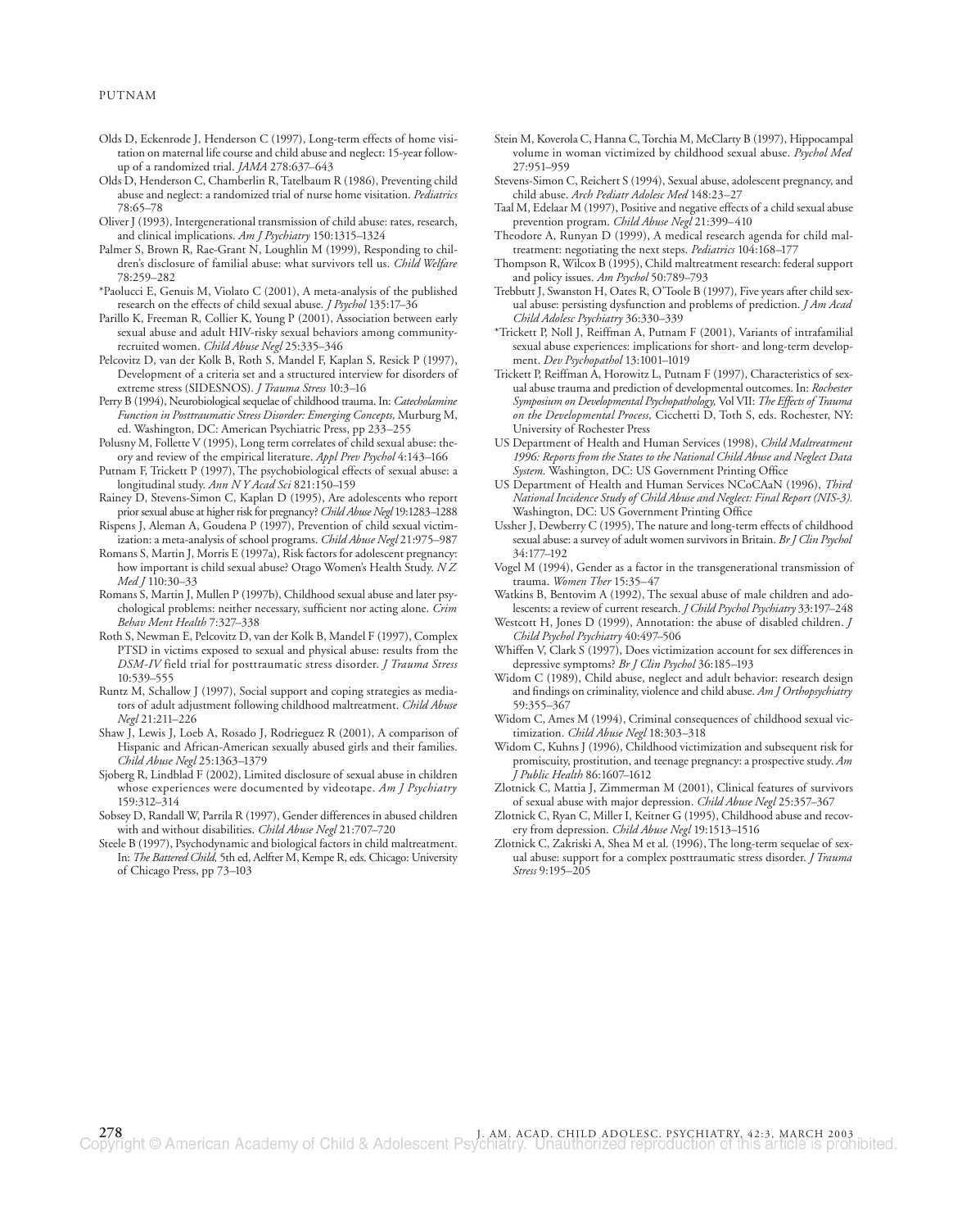Olds D, Eckenrode J, Henderson C (1997), Long-term effects of home visitation on maternal life course and child abuse and neglect: 15-year follow-up of a randomized trial. *JAMA* 278:637–643

Olds D, Henderson C, Chamberlin R, Tatelbaum R (1986), Preventing child abuse and neglect: a randomized trial of nurse home visitation. *Pediatrics* 78:65–78

Oliver J (1993), Intergenerational transmission of child abuse: rates, research, and clinical implications. *Am J Psychiatry* 150:1315–1324

Palmer S, Brown R, Rae-Grant N, Loughlin M (1999), Responding to children's disclosure of familial abuse: what survivors tell us. *Child Welfare* 78:259–282

*Paolucci E, Genuis M, Violato C (2001), A meta-analysis of the published research on the effects of child sexual abuse. *J Psychol* 135:17–36

Parillo K, Freeman R, Collier K, Young P (2001), Association between early sexual abuse and adult HIV-risky sexual behaviors among community-recruited women. *Child Abuse Negl* 25:335–346

Pelcovitz D, van der Kolk B, Roth S, Mandel F, Kaplan S, Resick P (1997), Development of a criteria set and a structured interview for disorders of extreme stress (SIDESNOS). *J Trauma Stress* 10:3–16

Perry B (1994), Neurobiological sequelae of childhood trauma. In: *Catecholamine Function in Posttraumatic Stress Disorder: Emerging Concepts,* Murburg M, ed. Washington, DC: American Psychiatric Press, pp 233–255

Polusny M, Follette V (1995), Long term correlates of child sexual abuse: theory and review of the empirical literature. *Appl Prev Psychol* 4:143–166

Putnam F, Trickett P (1997), The psychobiological effects of sexual abuse: a longitudinal study. *Ann N Y Acad Sci* 821:150–159

Rainey D, Stevens-Simon C, Kaplan D (1995), Are adolescents who report prior sexual abuse at higher risk for pregnancy? *Child Abuse Negl* 19:1283–1288

Rispens J, Aleman A, Goudena P (1997), Prevention of child sexual victimization: a meta-analysis of school programs. *Child Abuse Negl* 21:975–987

Romans S, Martin J, Morris E (1997a), Risk factors for adolescent pregnancy: how important is child sexual abuse? Otago Women's Health Study. *N Z Med J* 110:30–33

Romans S, Martin J, Mullen P (1997b), Childhood sexual abuse and later psychological problems: neither necessary, sufficient nor acting alone. *Crim Behav Ment Health* 7:327–338

Roth S, Newman E, Pelcovitz D, van der Kolk B, Mandel F (1997), Complex PTSD in victims exposed to sexual and physical abuse: results from the *DSM-IV* field trial for posttraumatic stress disorder. *J Trauma Stress* 10:539–555

Runtz M, Schallow J (1997), Social support and coping strategies as mediators of adult adjustment following childhood maltreatment. *Child Abuse Negl* 21:211–226

Shaw J, Lewis J, Loeb A, Rosado J, Rodrieguez R (2001), A comparison of Hispanic and African-American sexually abused girls and their families. *Child Abuse Negl* 25:1363–1379

Sjoberg R, Lindblad F (2002), Limited disclosure of sexual abuse in children whose experiences were documented by videotape. *Am J Psychiatry* 159:312–314

Sobsey D, Randall W, Parrila R (1997), Gender differences in abused children with and without disabilities. *Child Abuse Negl* 21:707–720

Steele B (1997), Psychodynamic and biological factors in child maltreatment. In: *The Battered Child,* 5th ed, Aelfter M, Kempe R, eds. Chicago: University of Chicago Press, pp 73–103

Stein M, Koverola C, Hanna C, Torchia M, McClarty B (1997), Hippocampal volume in woman victimized by childhood sexual abuse. *Psychol Med* 27:951–959

Stevens-Simon C, Reichert S (1994), Sexual abuse, adolescent pregnancy, and child abuse. *Arch Pediatr Adolesc Med* 148:23–27

Taal M, Edelaar M (1997), Positive and negative effects of a child sexual abuse prevention program. *Child Abuse Negl* 21:399–410

Theodore A, Runyan D (1999), A medical research agenda for child maltreatment: negotiating the next steps. *Pediatrics* 104:168–177

Thompson R, Wilcox B (1995), Child maltreatment research: federal support and policy issues. *Am Psychol* 50:789–793

Trebbutt J, Swanston H, Oates R, O'Toole B (1997), Five years after child sexual abuse: persisting dysfunction and problems of prediction. *J Am Acad Child Adolesc Psychiatry* 36:330–339

*Trickett P, Noll J, Reiffman A, Putnam F (2001), Variants of intrafamilial sexual abuse experiences: implications for short- and long-term development. *Dev Psychopathol* 13:1001–1019

Trickett P, Reiffman A, Horowitz L, Putnam F (1997), Characteristics of sexual abuse trauma and prediction of developmental outcomes. In: *Rochester Symposium on Developmental Psychopathology,* Vol VII: *The Effects of Trauma on the Developmental Process,* Cicchetti D, Toth S, eds. Rochester, NY: University of Rochester Press

US Department of Health and Human Services (1998), *Child Maltreatment 1996: Reports from the States to the National Child Abuse and Neglect Data System.* Washington, DC: US Government Printing Office

US Department of Health and Human Services NCoCAaN (1996), *Third National Incidence Study of Child Abuse and Neglect: Final Report (NIS-3).* Washington, DC: US Government Printing Office

Ussher J, Dewberry C (1995), The nature and long-term effects of childhood sexual abuse: a survey of adult women survivors in Britain. *Br J Clin Psychol* 34:177–192

Vogel M (1994), Gender as a factor in the transgenerational transmission of trauma. *Women Ther* 15:35–47

Watkins B, Bentovim A (1992), The sexual abuse of male children and adolescents: a review of current research. *J Child Psychol Psychiatry* 33:197–248

Westcott H, Jones D (1999), Annotation: the abuse of disabled children. *J Child Psychol Psychiatry* 40:497–506

Whiffen V, Clark S (1997), Does victimization account for sex differences in depressive symptoms? *Br J Clin Psychol* 36:185–193

Widom C (1989), Child abuse, neglect and adult behavior: research design and findings on criminality, violence and child abuse. *Am J Orthopsychiatry* 59:355–367

Widom C, Ames M (1994), Criminal consequences of childhood sexual victimization. *Child Abuse Negl* 18:303–318

Widom C, Kuhns J (1996), Childhood victimization and subsequent risk for promiscuity, prostitution, and teenage pregnancy: a prospective study. *Am J Public Health* 86:1607–1612

Zlotnick C, Mattia J, Zimmerman M (2001), Clinical features of survivors of sexual abuse with major depression. *Child Abuse Negl* 25:357–367

Zlotnick C, Ryan C, Miller I, Keitner G (1995), Childhood abuse and recovery from depression. *Child Abuse Negl* 19:1513–1516

Zlotnick C, Zakriski A, Shea M et al. (1996), The long-term sequelae of sexual abuse: support for a complex posttraumatic stress disorder. *J Trauma Stress* 9:195–205